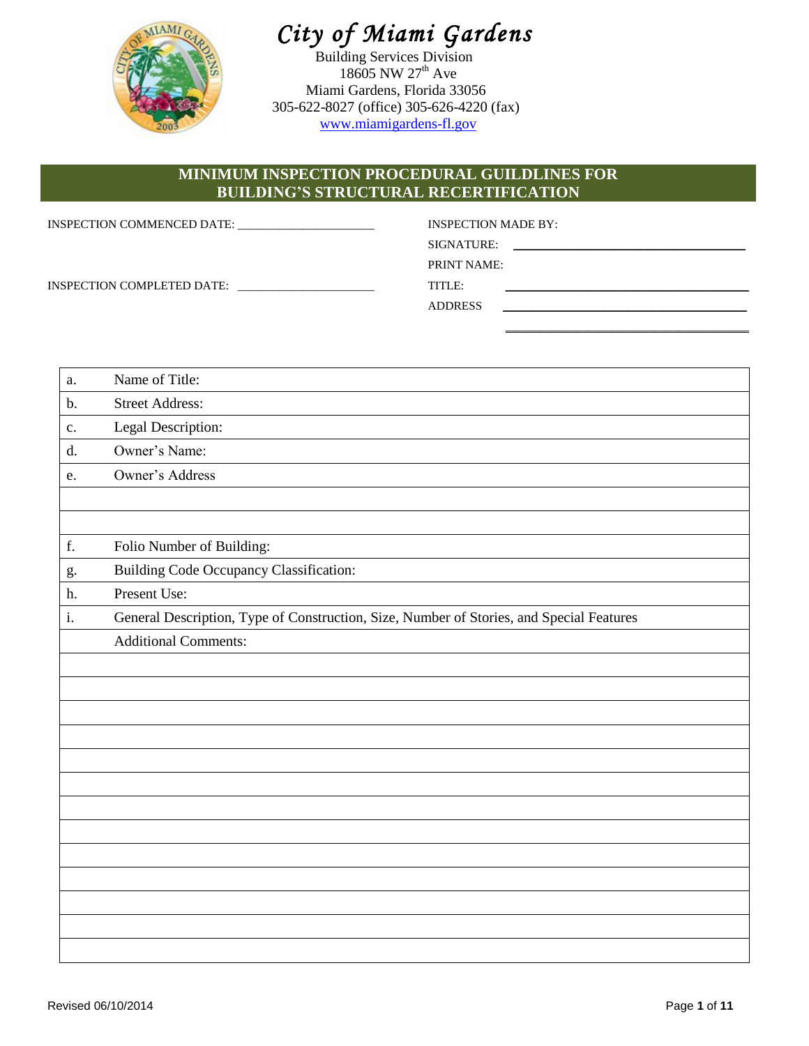# *City of Miami Gardens*

Building Services Division
18605 NW 27th Ave
Miami Gardens, Florida 33056
305-622-8027 (office) 305-626-4220 (fax)
www.miamigardens-fl.gov

## MINIMUM INSPECTION PROCEDURAL GUILDLINES FOR BUILDING'S STRUCTURAL RECERTIFICATION

INSPECTION COMMENCED DATE: ______________________

INSPECTION COMPLETED DATE: ______________________

INSPECTION MADE BY:

SIGNATURE: ______________________________

PRINT NAME:

TITLE: ______________________________

ADDRESS ______________________________

______________________________

| | |
|---|---|
| a. | Name of Title: |
| b. | Street Address: |
| c. | Legal Description: |
| d. | Owner's Name: |
| e. | Owner's Address |
| | |
| | |
| f. | Folio Number of Building: |
| g. | Building Code Occupancy Classification: |
| h. | Present Use: |
| i. | General Description, Type of Construction, Size, Number of Stories, and Special Features |
| | Additional Comments: |
| | |
| | |
| | |
| | |
| | |
| | |
| | |
| | |
| | |
| | |
| | |
| | |
| | |

Revised 06/10/2014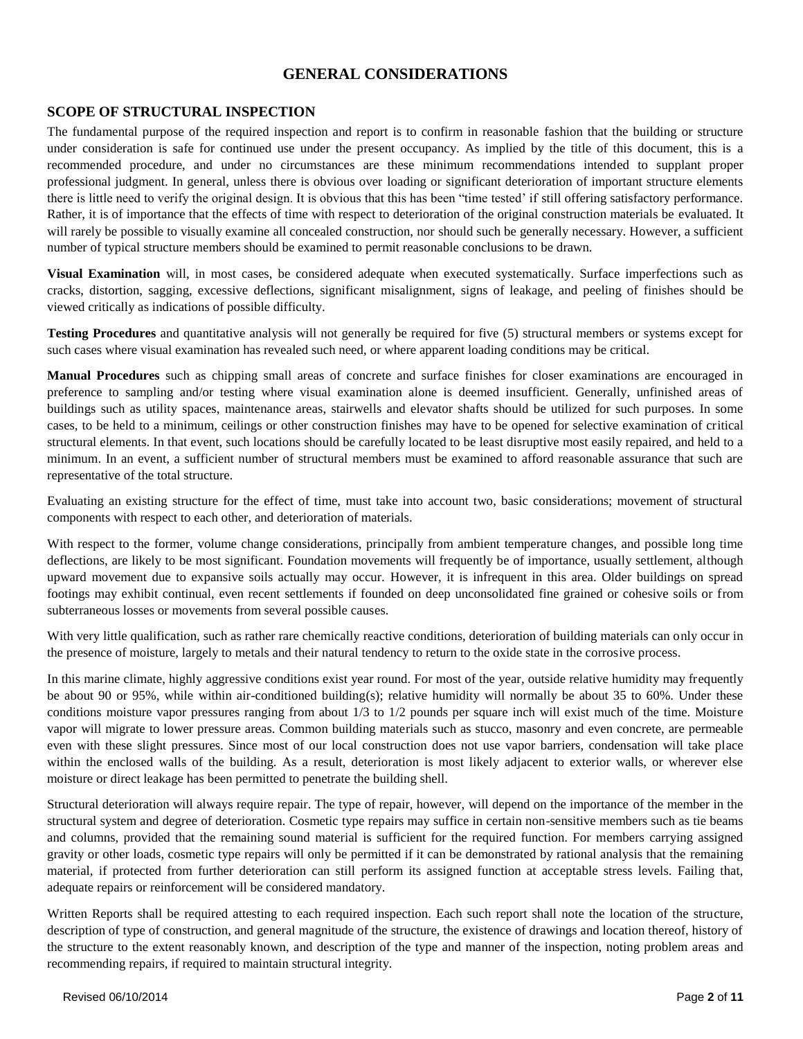# GENERAL CONSIDERATIONS

## SCOPE OF STRUCTURAL INSPECTION

The fundamental purpose of the required inspection and report is to confirm in reasonable fashion that the building or structure under consideration is safe for continued use under the present occupancy. As implied by the title of this document, this is a recommended procedure, and under no circumstances are these minimum recommendations intended to supplant proper professional judgment. In general, unless there is obvious over loading or significant deterioration of important structure elements there is little need to verify the original design. It is obvious that this has been "time tested' if still offering satisfactory performance. Rather, it is of importance that the effects of time with respect to deterioration of the original construction materials be evaluated. It will rarely be possible to visually examine all concealed construction, nor should such be generally necessary. However, a sufficient number of typical structure members should be examined to permit reasonable conclusions to be drawn.

**Visual Examination** will, in most cases, be considered adequate when executed systematically. Surface imperfections such as cracks, distortion, sagging, excessive deflections, significant misalignment, signs of leakage, and peeling of finishes should be viewed critically as indications of possible difficulty.

**Testing Procedures** and quantitative analysis will not generally be required for five (5) structural members or systems except for such cases where visual examination has revealed such need, or where apparent loading conditions may be critical.

**Manual Procedures** such as chipping small areas of concrete and surface finishes for closer examinations are encouraged in preference to sampling and/or testing where visual examination alone is deemed insufficient. Generally, unfinished areas of buildings such as utility spaces, maintenance areas, stairwells and elevator shafts should be utilized for such purposes. In some cases, to be held to a minimum, ceilings or other construction finishes may have to be opened for selective examination of critical structural elements. In that event, such locations should be carefully located to be least disruptive most easily repaired, and held to a minimum. In an event, a sufficient number of structural members must be examined to afford reasonable assurance that such are representative of the total structure.

Evaluating an existing structure for the effect of time, must take into account two, basic considerations; movement of structural components with respect to each other, and deterioration of materials.

With respect to the former, volume change considerations, principally from ambient temperature changes, and possible long time deflections, are likely to be most significant. Foundation movements will frequently be of importance, usually settlement, although upward movement due to expansive soils actually may occur. However, it is infrequent in this area. Older buildings on spread footings may exhibit continual, even recent settlements if founded on deep unconsolidated fine grained or cohesive soils or from subterraneous losses or movements from several possible causes.

With very little qualification, such as rather rare chemically reactive conditions, deterioration of building materials can only occur in the presence of moisture, largely to metals and their natural tendency to return to the oxide state in the corrosive process.

In this marine climate, highly aggressive conditions exist year round. For most of the year, outside relative humidity may frequently be about 90 or 95%, while within air-conditioned building(s); relative humidity will normally be about 35 to 60%. Under these conditions moisture vapor pressures ranging from about 1/3 to 1/2 pounds per square inch will exist much of the time. Moisture vapor will migrate to lower pressure areas. Common building materials such as stucco, masonry and even concrete, are permeable even with these slight pressures. Since most of our local construction does not use vapor barriers, condensation will take place within the enclosed walls of the building. As a result, deterioration is most likely adjacent to exterior walls, or wherever else moisture or direct leakage has been permitted to penetrate the building shell.

Structural deterioration will always require repair. The type of repair, however, will depend on the importance of the member in the structural system and degree of deterioration. Cosmetic type repairs may suffice in certain non-sensitive members such as tie beams and columns, provided that the remaining sound material is sufficient for the required function. For members carrying assigned gravity or other loads, cosmetic type repairs will only be permitted if it can be demonstrated by rational analysis that the remaining material, if protected from further deterioration can still perform its assigned function at acceptable stress levels. Failing that, adequate repairs or reinforcement will be considered mandatory.

Written Reports shall be required attesting to each required inspection. Each such report shall note the location of the structure, description of type of construction, and general magnitude of the structure, the existence of drawings and location thereof, history of the structure to the extent reasonably known, and description of the type and manner of the inspection, noting problem areas and recommending repairs, if required to maintain structural integrity.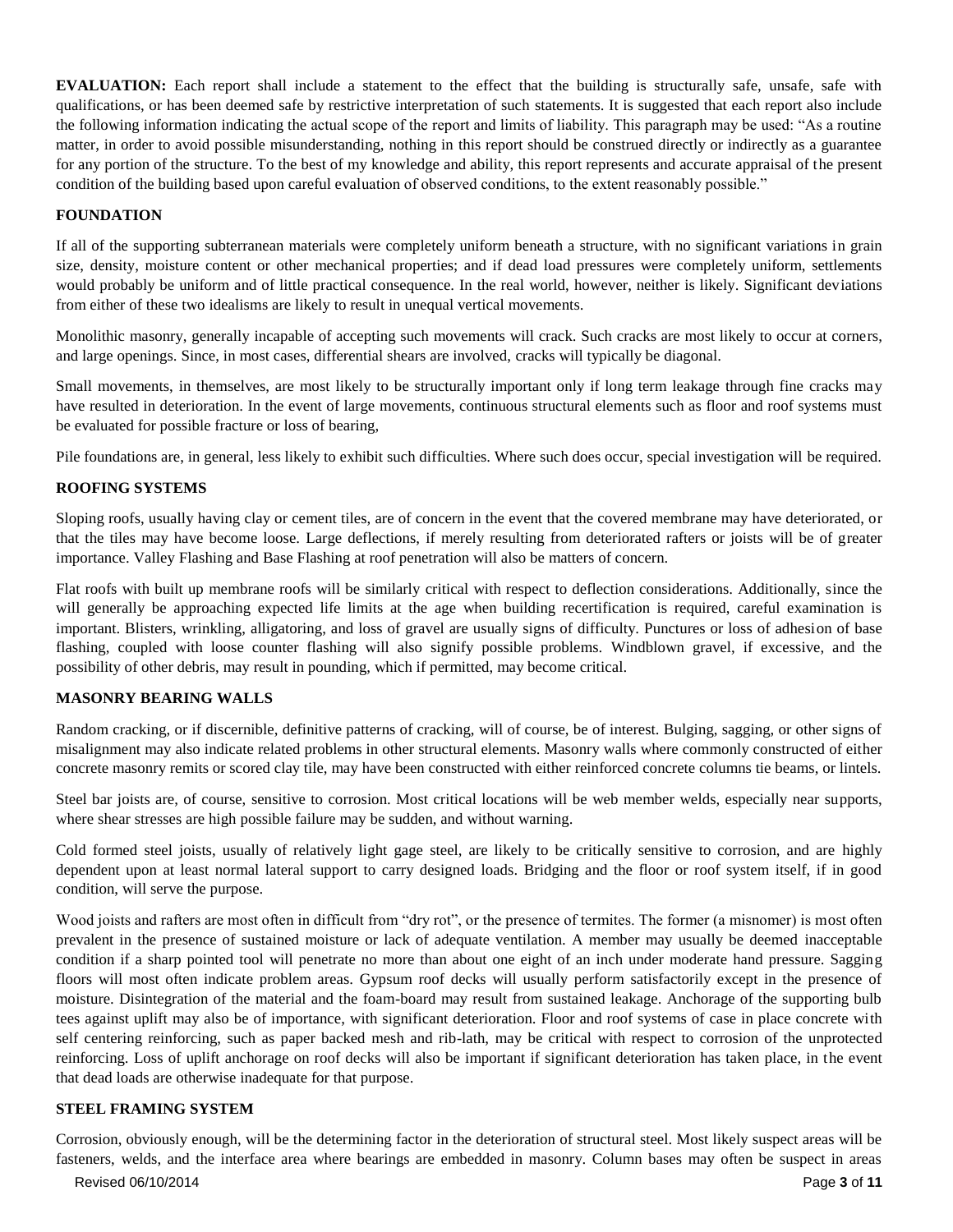**EVALUATION:** Each report shall include a statement to the effect that the building is structurally safe, unsafe, safe with qualifications, or has been deemed safe by restrictive interpretation of such statements. It is suggested that each report also include the following information indicating the actual scope of the report and limits of liability. This paragraph may be used: "As a routine matter, in order to avoid possible misunderstanding, nothing in this report should be construed directly or indirectly as a guarantee for any portion of the structure. To the best of my knowledge and ability, this report represents and accurate appraisal of the present condition of the building based upon careful evaluation of observed conditions, to the extent reasonably possible."

## FOUNDATION

If all of the supporting subterranean materials were completely uniform beneath a structure, with no significant variations in grain size, density, moisture content or other mechanical properties; and if dead load pressures were completely uniform, settlements would probably be uniform and of little practical consequence. In the real world, however, neither is likely. Significant deviations from either of these two idealisms are likely to result in unequal vertical movements.

Monolithic masonry, generally incapable of accepting such movements will crack. Such cracks are most likely to occur at corners, and large openings. Since, in most cases, differential shears are involved, cracks will typically be diagonal.

Small movements, in themselves, are most likely to be structurally important only if long term leakage through fine cracks may have resulted in deterioration. In the event of large movements, continuous structural elements such as floor and roof systems must be evaluated for possible fracture or loss of bearing,

Pile foundations are, in general, less likely to exhibit such difficulties. Where such does occur, special investigation will be required.

## ROOFING SYSTEMS

Sloping roofs, usually having clay or cement tiles, are of concern in the event that the covered membrane may have deteriorated, or that the tiles may have become loose. Large deflections, if merely resulting from deteriorated rafters or joists will be of greater importance. Valley Flashing and Base Flashing at roof penetration will also be matters of concern.

Flat roofs with built up membrane roofs will be similarly critical with respect to deflection considerations. Additionally, since the will generally be approaching expected life limits at the age when building recertification is required, careful examination is important. Blisters, wrinkling, alligatoring, and loss of gravel are usually signs of difficulty. Punctures or loss of adhesion of base flashing, coupled with loose counter flashing will also signify possible problems. Windblown gravel, if excessive, and the possibility of other debris, may result in pounding, which if permitted, may become critical.

## MASONRY BEARING WALLS

Random cracking, or if discernible, definitive patterns of cracking, will of course, be of interest. Bulging, sagging, or other signs of misalignment may also indicate related problems in other structural elements. Masonry walls where commonly constructed of either concrete masonry remits or scored clay tile, may have been constructed with either reinforced concrete columns tie beams, or lintels.

Steel bar joists are, of course, sensitive to corrosion. Most critical locations will be web member welds, especially near supports, where shear stresses are high possible failure may be sudden, and without warning.

Cold formed steel joists, usually of relatively light gage steel, are likely to be critically sensitive to corrosion, and are highly dependent upon at least normal lateral support to carry designed loads. Bridging and the floor or roof system itself, if in good condition, will serve the purpose.

Wood joists and rafters are most often in difficult from "dry rot", or the presence of termites. The former (a misnomer) is most often prevalent in the presence of sustained moisture or lack of adequate ventilation. A member may usually be deemed inacceptable condition if a sharp pointed tool will penetrate no more than about one eight of an inch under moderate hand pressure. Sagging floors will most often indicate problem areas. Gypsum roof decks will usually perform satisfactorily except in the presence of moisture. Disintegration of the material and the foam-board may result from sustained leakage. Anchorage of the supporting bulb tees against uplift may also be of importance, with significant deterioration. Floor and roof systems of case in place concrete with self centering reinforcing, such as paper backed mesh and rib-lath, may be critical with respect to corrosion of the unprotected reinforcing. Loss of uplift anchorage on roof decks will also be important if significant deterioration has taken place, in the event that dead loads are otherwise inadequate for that purpose.

## STEEL FRAMING SYSTEM

Corrosion, obviously enough, will be the determining factor in the deterioration of structural steel. Most likely suspect areas will be fasteners, welds, and the interface area where bearings are embedded in masonry. Column bases may often be suspect in areas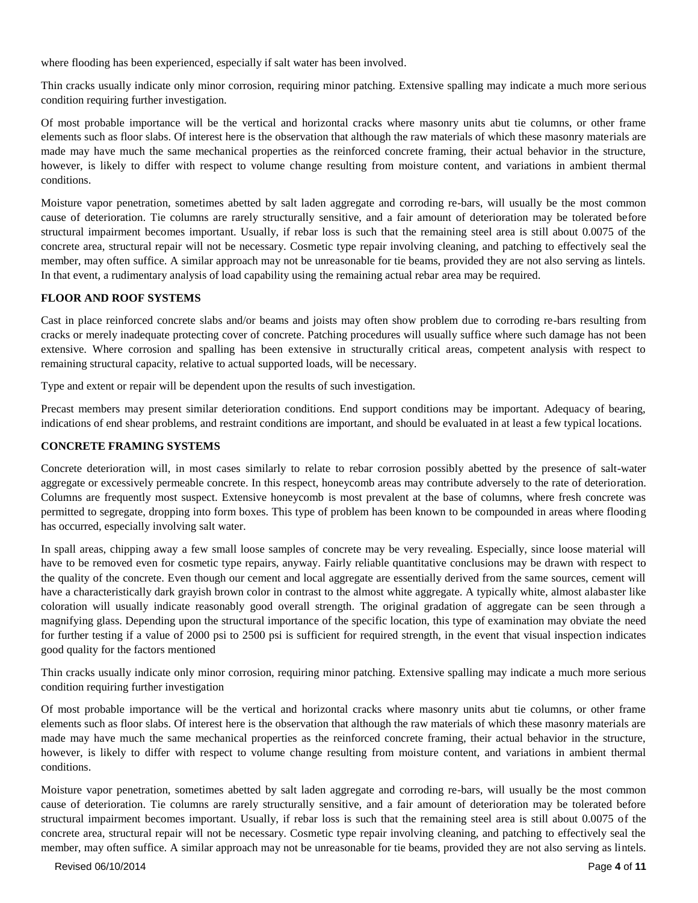where flooding has been experienced, especially if salt water has been involved.

Thin cracks usually indicate only minor corrosion, requiring minor patching. Extensive spalling may indicate a much more serious condition requiring further investigation.

Of most probable importance will be the vertical and horizontal cracks where masonry units abut tie columns, or other frame elements such as floor slabs. Of interest here is the observation that although the raw materials of which these masonry materials are made may have much the same mechanical properties as the reinforced concrete framing, their actual behavior in the structure, however, is likely to differ with respect to volume change resulting from moisture content, and variations in ambient thermal conditions.

Moisture vapor penetration, sometimes abetted by salt laden aggregate and corroding re-bars, will usually be the most common cause of deterioration. Tie columns are rarely structurally sensitive, and a fair amount of deterioration may be tolerated before structural impairment becomes important. Usually, if rebar loss is such that the remaining steel area is still about 0.0075 of the concrete area, structural repair will not be necessary. Cosmetic type repair involving cleaning, and patching to effectively seal the member, may often suffice. A similar approach may not be unreasonable for tie beams, provided they are not also serving as lintels. In that event, a rudimentary analysis of load capability using the remaining actual rebar area may be required.

**FLOOR AND ROOF SYSTEMS**

Cast in place reinforced concrete slabs and/or beams and joists may often show problem due to corroding re-bars resulting from cracks or merely inadequate protecting cover of concrete. Patching procedures will usually suffice where such damage has not been extensive. Where corrosion and spalling has been extensive in structurally critical areas, competent analysis with respect to remaining structural capacity, relative to actual supported loads, will be necessary.

Type and extent or repair will be dependent upon the results of such investigation.

Precast members may present similar deterioration conditions. End support conditions may be important. Adequacy of bearing, indications of end shear problems, and restraint conditions are important, and should be evaluated in at least a few typical locations.

**CONCRETE FRAMING SYSTEMS**

Concrete deterioration will, in most cases similarly to relate to rebar corrosion possibly abetted by the presence of salt-water aggregate or excessively permeable concrete. In this respect, honeycomb areas may contribute adversely to the rate of deterioration. Columns are frequently most suspect. Extensive honeycomb is most prevalent at the base of columns, where fresh concrete was permitted to segregate, dropping into form boxes. This type of problem has been known to be compounded in areas where flooding has occurred, especially involving salt water.

In spall areas, chipping away a few small loose samples of concrete may be very revealing. Especially, since loose material will have to be removed even for cosmetic type repairs, anyway. Fairly reliable quantitative conclusions may be drawn with respect to the quality of the concrete. Even though our cement and local aggregate are essentially derived from the same sources, cement will have a characteristically dark grayish brown color in contrast to the almost white aggregate. A typically white, almost alabaster like coloration will usually indicate reasonably good overall strength. The original gradation of aggregate can be seen through a magnifying glass. Depending upon the structural importance of the specific location, this type of examination may obviate the need for further testing if a value of 2000 psi to 2500 psi is sufficient for required strength, in the event that visual inspection indicates good quality for the factors mentioned

Thin cracks usually indicate only minor corrosion, requiring minor patching. Extensive spalling may indicate a much more serious condition requiring further investigation

Of most probable importance will be the vertical and horizontal cracks where masonry units abut tie columns, or other frame elements such as floor slabs. Of interest here is the observation that although the raw materials of which these masonry materials are made may have much the same mechanical properties as the reinforced concrete framing, their actual behavior in the structure, however, is likely to differ with respect to volume change resulting from moisture content, and variations in ambient thermal conditions.

Moisture vapor penetration, sometimes abetted by salt laden aggregate and corroding re-bars, will usually be the most common cause of deterioration. Tie columns are rarely structurally sensitive, and a fair amount of deterioration may be tolerated before structural impairment becomes important. Usually, if rebar loss is such that the remaining steel area is still about 0.0075 of the concrete area, structural repair will not be necessary. Cosmetic type repair involving cleaning, and patching to effectively seal the member, may often suffice. A similar approach may not be unreasonable for tie beams, provided they are not also serving as lintels.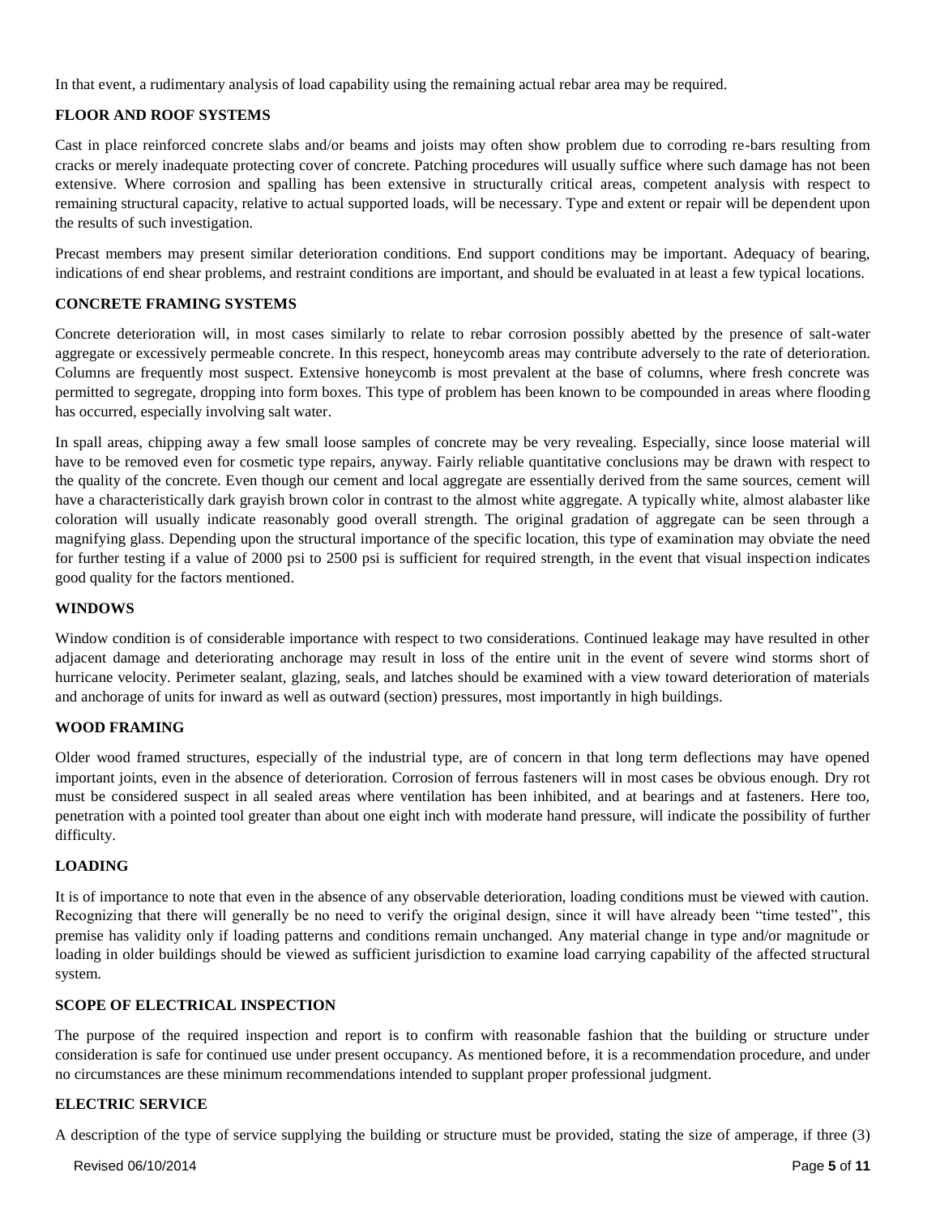In that event, a rudimentary analysis of load capability using the remaining actual rebar area may be required.

**FLOOR AND ROOF SYSTEMS**

Cast in place reinforced concrete slabs and/or beams and joists may often show problem due to corroding re-bars resulting from cracks or merely inadequate protecting cover of concrete. Patching procedures will usually suffice where such damage has not been extensive. Where corrosion and spalling has been extensive in structurally critical areas, competent analysis with respect to remaining structural capacity, relative to actual supported loads, will be necessary. Type and extent or repair will be dependent upon the results of such investigation.

Precast members may present similar deterioration conditions. End support conditions may be important. Adequacy of bearing, indications of end shear problems, and restraint conditions are important, and should be evaluated in at least a few typical locations.

**CONCRETE FRAMING SYSTEMS**

Concrete deterioration will, in most cases similarly to relate to rebar corrosion possibly abetted by the presence of salt-water aggregate or excessively permeable concrete. In this respect, honeycomb areas may contribute adversely to the rate of deterioration. Columns are frequently most suspect. Extensive honeycomb is most prevalent at the base of columns, where fresh concrete was permitted to segregate, dropping into form boxes. This type of problem has been known to be compounded in areas where flooding has occurred, especially involving salt water.

In spall areas, chipping away a few small loose samples of concrete may be very revealing. Especially, since loose material will have to be removed even for cosmetic type repairs, anyway. Fairly reliable quantitative conclusions may be drawn with respect to the quality of the concrete. Even though our cement and local aggregate are essentially derived from the same sources, cement will have a characteristically dark grayish brown color in contrast to the almost white aggregate. A typically white, almost alabaster like coloration will usually indicate reasonably good overall strength. The original gradation of aggregate can be seen through a magnifying glass. Depending upon the structural importance of the specific location, this type of examination may obviate the need for further testing if a value of 2000 psi to 2500 psi is sufficient for required strength, in the event that visual inspection indicates good quality for the factors mentioned.

**WINDOWS**

Window condition is of considerable importance with respect to two considerations. Continued leakage may have resulted in other adjacent damage and deteriorating anchorage may result in loss of the entire unit in the event of severe wind storms short of hurricane velocity. Perimeter sealant, glazing, seals, and latches should be examined with a view toward deterioration of materials and anchorage of units for inward as well as outward (section) pressures, most importantly in high buildings.

**WOOD FRAMING**

Older wood framed structures, especially of the industrial type, are of concern in that long term deflections may have opened important joints, even in the absence of deterioration. Corrosion of ferrous fasteners will in most cases be obvious enough. Dry rot must be considered suspect in all sealed areas where ventilation has been inhibited, and at bearings and at fasteners. Here too, penetration with a pointed tool greater than about one eight inch with moderate hand pressure, will indicate the possibility of further difficulty.

**LOADING**

It is of importance to note that even in the absence of any observable deterioration, loading conditions must be viewed with caution. Recognizing that there will generally be no need to verify the original design, since it will have already been "time tested", this premise has validity only if loading patterns and conditions remain unchanged. Any material change in type and/or magnitude or loading in older buildings should be viewed as sufficient jurisdiction to examine load carrying capability of the affected structural system.

**SCOPE OF ELECTRICAL INSPECTION**

The purpose of the required inspection and report is to confirm with reasonable fashion that the building or structure under consideration is safe for continued use under present occupancy. As mentioned before, it is a recommendation procedure, and under no circumstances are these minimum recommendations intended to supplant proper professional judgment.

**ELECTRIC SERVICE**

A description of the type of service supplying the building or structure must be provided, stating the size of amperage, if three (3)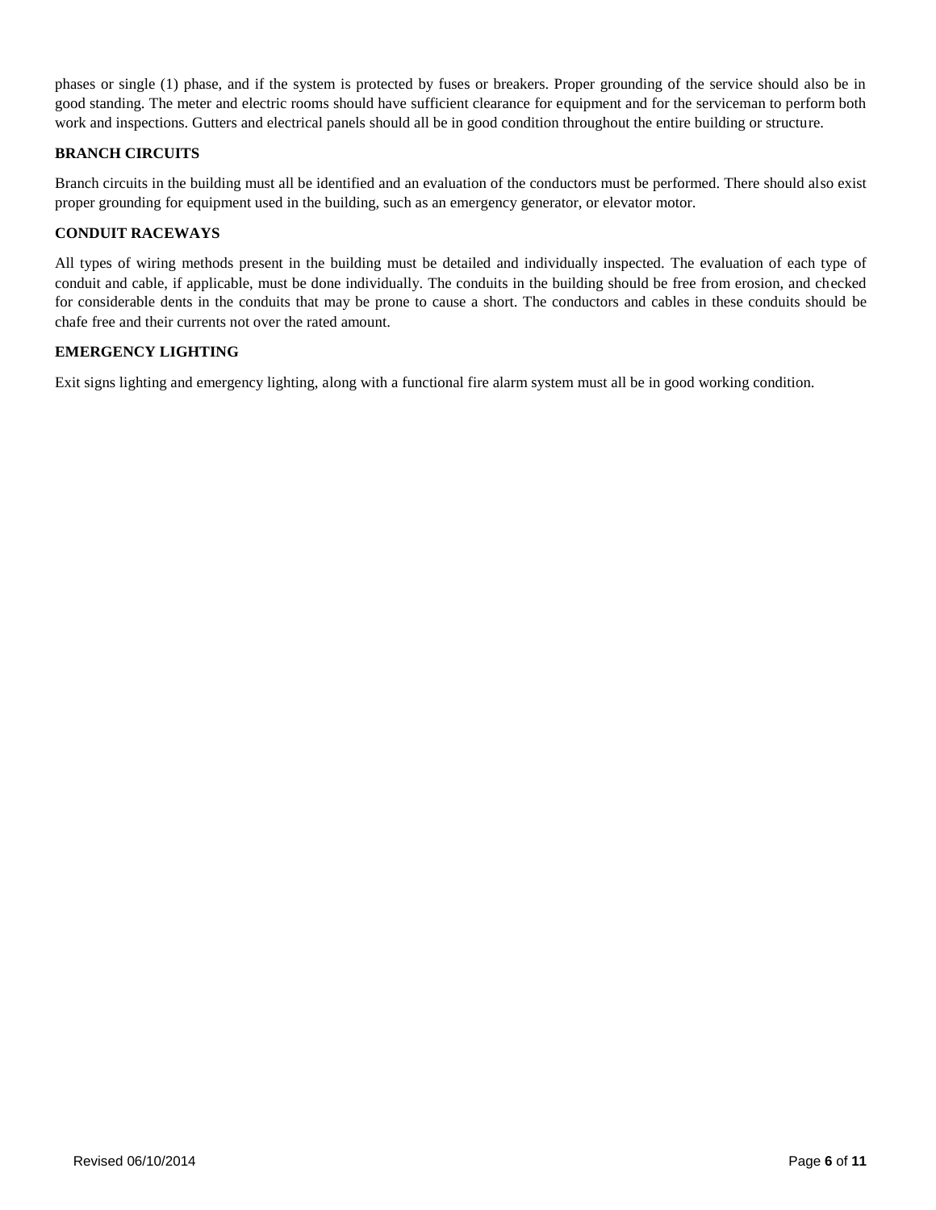phases or single (1) phase, and if the system is protected by fuses or breakers. Proper grounding of the service should also be in good standing. The meter and electric rooms should have sufficient clearance for equipment and for the serviceman to perform both work and inspections. Gutters and electrical panels should all be in good condition throughout the entire building or structure.

### BRANCH CIRCUITS

Branch circuits in the building must all be identified and an evaluation of the conductors must be performed. There should also exist proper grounding for equipment used in the building, such as an emergency generator, or elevator motor.

### CONDUIT RACEWAYS

All types of wiring methods present in the building must be detailed and individually inspected. The evaluation of each type of conduit and cable, if applicable, must be done individually. The conduits in the building should be free from erosion, and checked for considerable dents in the conduits that may be prone to cause a short. The conductors and cables in these conduits should be chafe free and their currents not over the rated amount.

### EMERGENCY LIGHTING

Exit signs lighting and emergency lighting, along with a functional fire alarm system must all be in good working condition.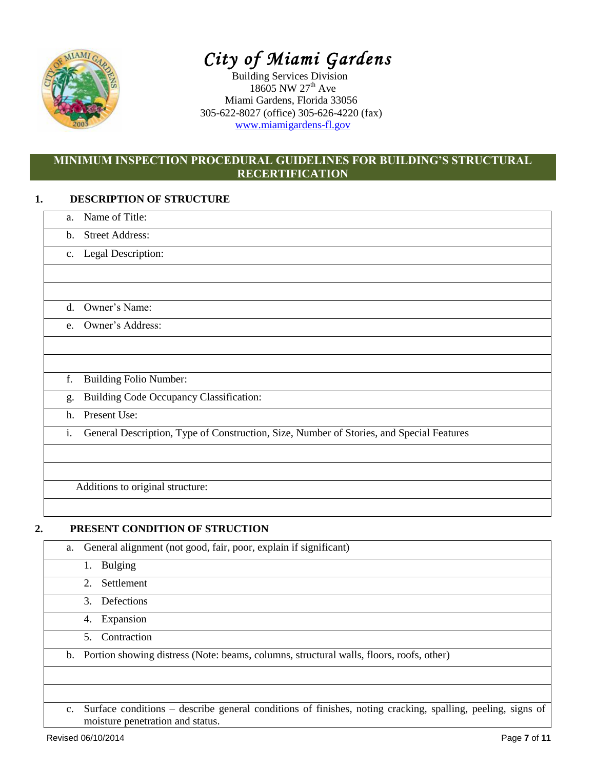# City of Miami Gardens

Building Services Division
18605 NW 27th Ave
Miami Gardens, Florida 33056
305-622-8027 (office) 305-626-4220 (fax)
www.miamigardens-fl.gov

## MINIMUM INSPECTION PROCEDURAL GUIDELINES FOR BUILDING'S STRUCTURAL RECERTIFICATION

### 1. DESCRIPTION OF STRUCTURE

a. Name of Title:

b. Street Address:

c. Legal Description:

d. Owner's Name:

e. Owner's Address:

f. Building Folio Number:

g. Building Code Occupancy Classification:

h. Present Use:

i. General Description, Type of Construction, Size, Number of Stories, and Special Features

Additions to original structure:

### 2. PRESENT CONDITION OF STRUCTION

a. General alignment (not good, fair, poor, explain if significant)

1. Bulging
2. Settlement
3. Defections
4. Expansion
5. Contraction

b. Portion showing distress (Note: beams, columns, structural walls, floors, roofs, other)

c. Surface conditions – describe general conditions of finishes, noting cracking, spalling, peeling, signs of moisture penetration and status.

Revised 06/10/2014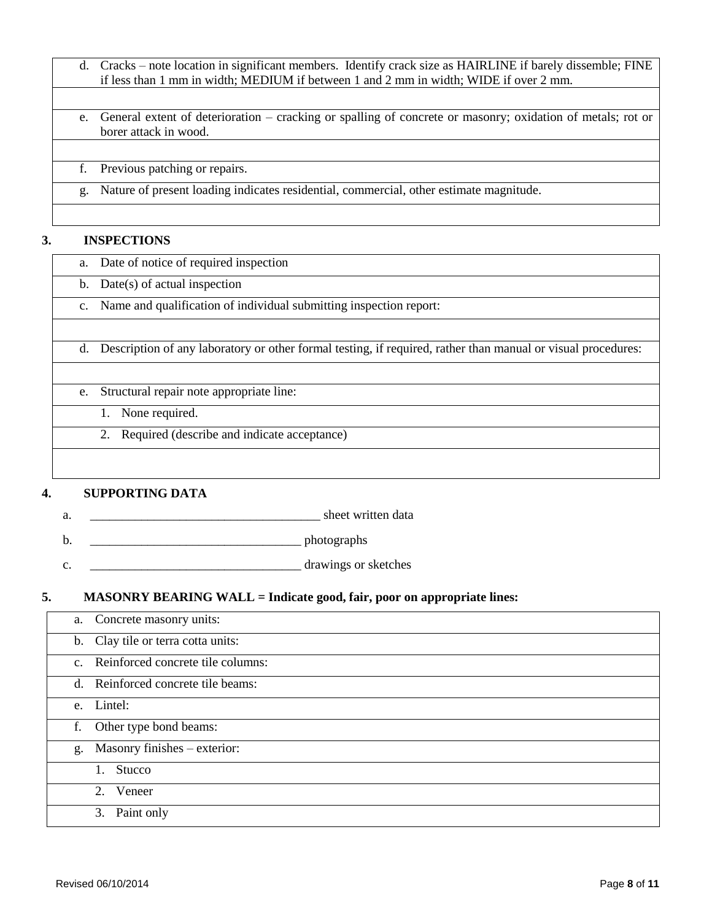| |
|---|
| d. Cracks – note location in significant members. Identify crack size as HAIRLINE if barely dissemble; FINE if less than 1 mm in width; MEDIUM if between 1 and 2 mm in width; WIDE if over 2 mm. |
| |
| e. General extent of deterioration – cracking or spalling of concrete or masonry; oxidation of metals; rot or borer attack in wood. |
| |
| f. Previous patching or repairs. |
| g. Nature of present loading indicates residential, commercial, other estimate magnitude. |
| |

### 3. INSPECTIONS

| |
|---|
| a. Date of notice of required inspection |
| b. Date(s) of actual inspection |
| c. Name and qualification of individual submitting inspection report: |
| |
| d. Description of any laboratory or other formal testing, if required, rather than manual or visual procedures: |
| |
| e. Structural repair note appropriate line: |
| 1. None required. |
| 2. Required (describe and indicate acceptance) |
| |

### 4. SUPPORTING DATA

a. ____________________________________ sheet written data

b. _________________________________ photographs

c. _________________________________ drawings or sketches

### 5. MASONRY BEARING WALL = Indicate good, fair, poor on appropriate lines:

| |
|---|
| a. Concrete masonry units: |
| b. Clay tile or terra cotta units: |
| c. Reinforced concrete tile columns: |
| d. Reinforced concrete tile beams: |
| e. Lintel: |
| f. Other type bond beams: |
| g. Masonry finishes – exterior: |
| 1. Stucco |
| 2. Veneer |
| 3. Paint only |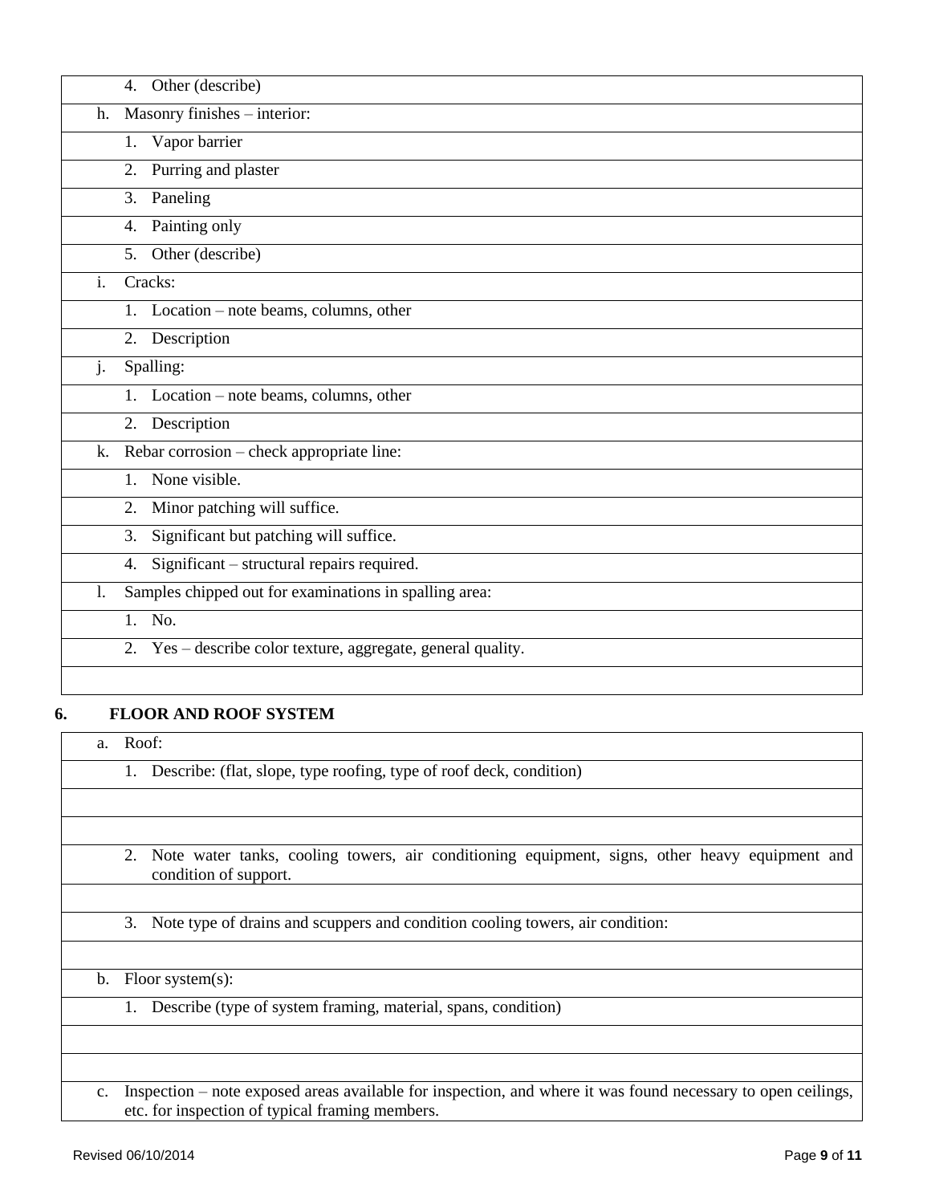| |
|---|
| 4. Other (describe) |
| h. Masonry finishes – interior: |
| 1. Vapor barrier |
| 2. Purring and plaster |
| 3. Paneling |
| 4. Painting only |
| 5. Other (describe) |
| i. Cracks: |
| 1. Location – note beams, columns, other |
| 2. Description |
| j. Spalling: |
| 1. Location – note beams, columns, other |
| 2. Description |
| k. Rebar corrosion – check appropriate line: |
| 1. None visible. |
| 2. Minor patching will suffice. |
| 3. Significant but patching will suffice. |
| 4. Significant – structural repairs required. |
| l. Samples chipped out for examinations in spalling area: |
| 1. No. |
| 2. Yes – describe color texture, aggregate, general quality. |
| |

## 6. FLOOR AND ROOF SYSTEM

| |
|---|
| a. Roof: |
| 1. Describe: (flat, slope, type roofing, type of roof deck, condition) |
| |
| |
| 2. Note water tanks, cooling towers, air conditioning equipment, signs, other heavy equipment and condition of support. |
| |
| 3. Note type of drains and scuppers and condition cooling towers, air condition: |
| |
| b. Floor system(s): |
| 1. Describe (type of system framing, material, spans, condition) |
| |
| |
| c. Inspection – note exposed areas available for inspection, and where it was found necessary to open ceilings, etc. for inspection of typical framing members. |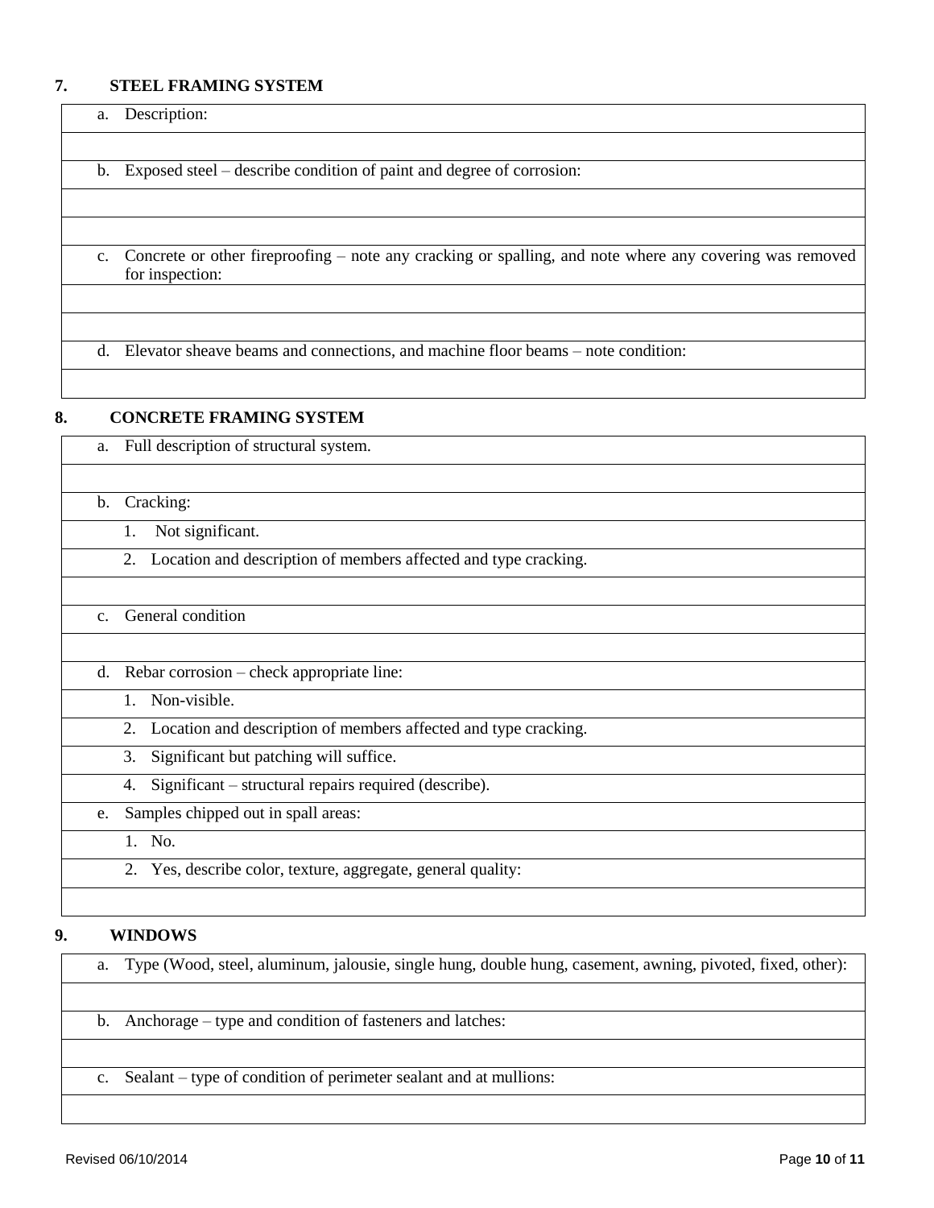## 7. STEEL FRAMING SYSTEM

a. Description:

b. Exposed steel – describe condition of paint and degree of corrosion:

c. Concrete or other fireproofing – note any cracking or spalling, and note where any covering was removed for inspection:

d. Elevator sheave beams and connections, and machine floor beams – note condition:

## 8. CONCRETE FRAMING SYSTEM

a. Full description of structural system.

b. Cracking:

1. Not significant.
2. Location and description of members affected and type cracking.

c. General condition

d. Rebar corrosion – check appropriate line:

1. Non-visible.
2. Location and description of members affected and type cracking.
3. Significant but patching will suffice.
4. Significant – structural repairs required (describe).

e. Samples chipped out in spall areas:

1. No.
2. Yes, describe color, texture, aggregate, general quality:

## 9. WINDOWS

a. Type (Wood, steel, aluminum, jalousie, single hung, double hung, casement, awning, pivoted, fixed, other):

b. Anchorage – type and condition of fasteners and latches:

c. Sealant – type of condition of perimeter sealant and at mullions: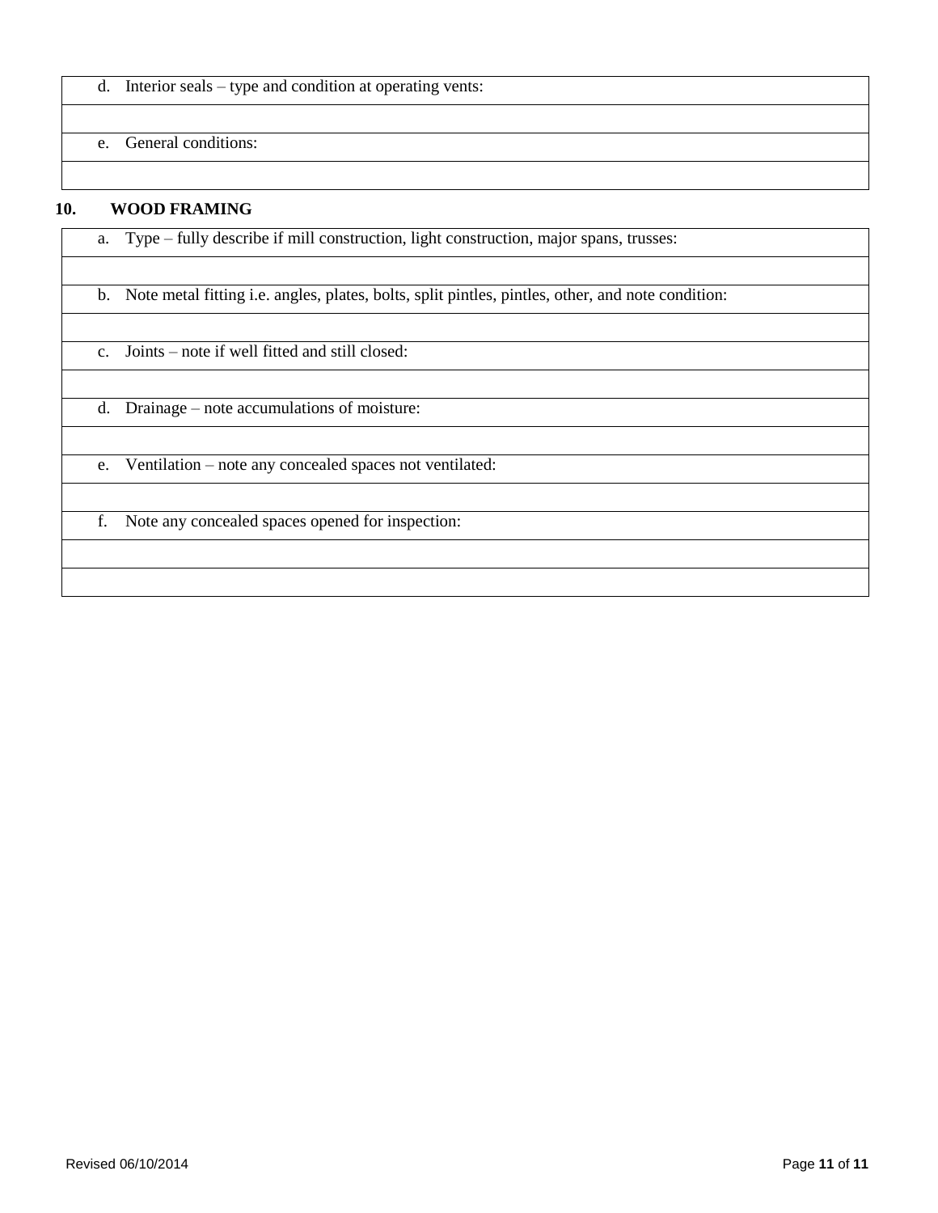| |
|---|
| d. Interior seals – type and condition at operating vents: |
| |
| e. General conditions: |
| |

## 10. WOOD FRAMING

| |
|---|
| a. Type – fully describe if mill construction, light construction, major spans, trusses: |
| |
| b. Note metal fitting i.e. angles, plates, bolts, split pintles, pintles, other, and note condition: |
| |
| c. Joints – note if well fitted and still closed: |
| |
| d. Drainage – note accumulations of moisture: |
| |
| e. Ventilation – note any concealed spaces not ventilated: |
| |
| f. Note any concealed spaces opened for inspection: |
| |
| |

Revised 06/10/2014